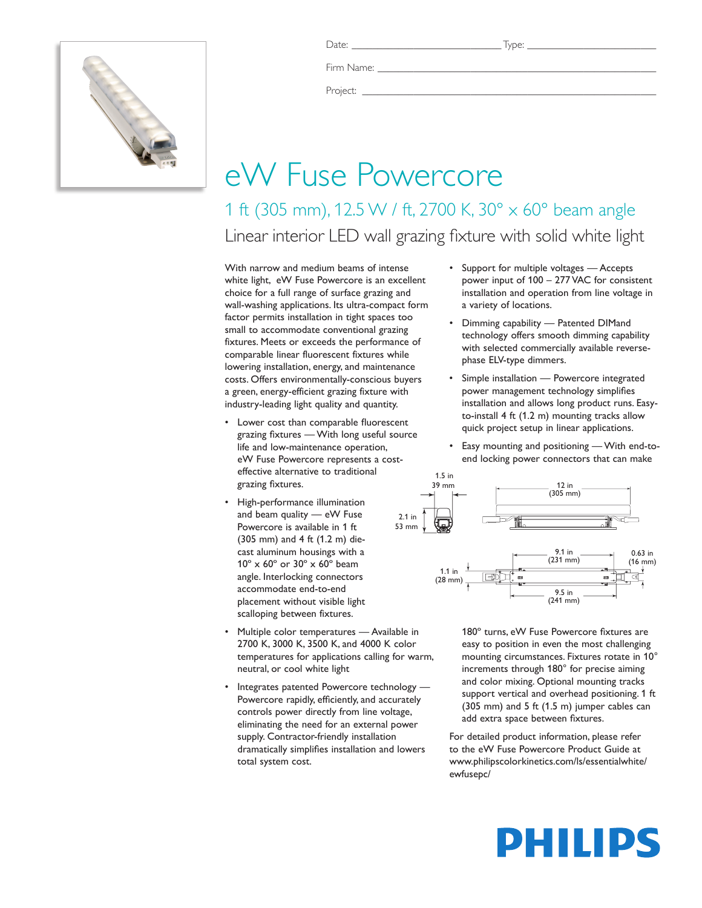Date: ___________________________ Type: _________________________

Firm Name: _____________________________________________________

Project: _______________________________________________________

# eW Fuse Powercore

## 1 ft (305 mm), 12.5 W / ft, 2700 K, 30° x 60° beam angle

### Linear interior LED wall grazing fixture with solid white light

With narrow and medium beams of intense white light, eW Fuse Powercore is an excellent choice for a full range of surface grazing and wall-washing applications. Its ultra-compact form factor permits installation in tight spaces too small to accommodate conventional grazing fixtures. Meets or exceeds the performance of comparable linear fluorescent fixtures while lowering installation, energy, and maintenance costs. Offers environmentally-conscious buyers a green, energy-efficient grazing fixture with industry-leading light quality and quantity.

- Lower cost than comparable fluorescent grazing fixtures — With long useful source life and low-maintenance operation, eW Fuse Powercore represents a cost-effective alternative to traditional grazing fixtures.
- High-performance illumination and beam quality — eW Fuse Powercore is available in 1 ft (305 mm) and 4 ft (1.2 m) die-cast aluminum housings with a 10° x 60° or 30° x 60° beam angle. Interlocking connectors accommodate end-to-end placement without visible light scalloping between fixtures.
- Multiple color temperatures — Available in 2700 K, 3000 K, 3500 K, and 4000 K color temperatures for applications calling for warm, neutral, or cool white light
- Integrates patented Powercore technology — Powercore rapidly, efficiently, and accurately controls power directly from line voltage, eliminating the need for an external power supply. Contractor-friendly installation dramatically simplifies installation and lowers total system cost.
- Support for multiple voltages — Accepts power input of 100 – 277 VAC for consistent installation and operation from line voltage in a variety of locations.
- Dimming capability — Patented DIMand technology offers smooth dimming capability with selected commercially available reverse-phase ELV-type dimmers.
- Simple installation — Powercore integrated power management technology simplifies installation and allows long product runs. Easy-to-install 4 ft (1.2 m) mounting tracks allow quick project setup in linear applications.
- Easy mounting and positioning — With end-to-end locking power connectors that can make 180° turns, eW Fuse Powercore fixtures are easy to position in even the most challenging mounting circumstances. Fixtures rotate in 10° increments through 180° for precise aiming and color mixing. Optional mounting tracks support vertical and overhead positioning. 1 ft (305 mm) and 5 ft (1.5 m) jumper cables can add extra space between fixtures.

1.5 in (39 mm); 2.1 in (53 mm); 12 in (305 mm); 9.1 in (231 mm); 0.63 in (16 mm); 1.1 in (28 mm); 9.5 in (241 mm)

For detailed product information, please refer to the eW Fuse Powercore Product Guide at www.philipscolorkinetics.com/ls/essentialwhite/ewfusepc/

PHILIPS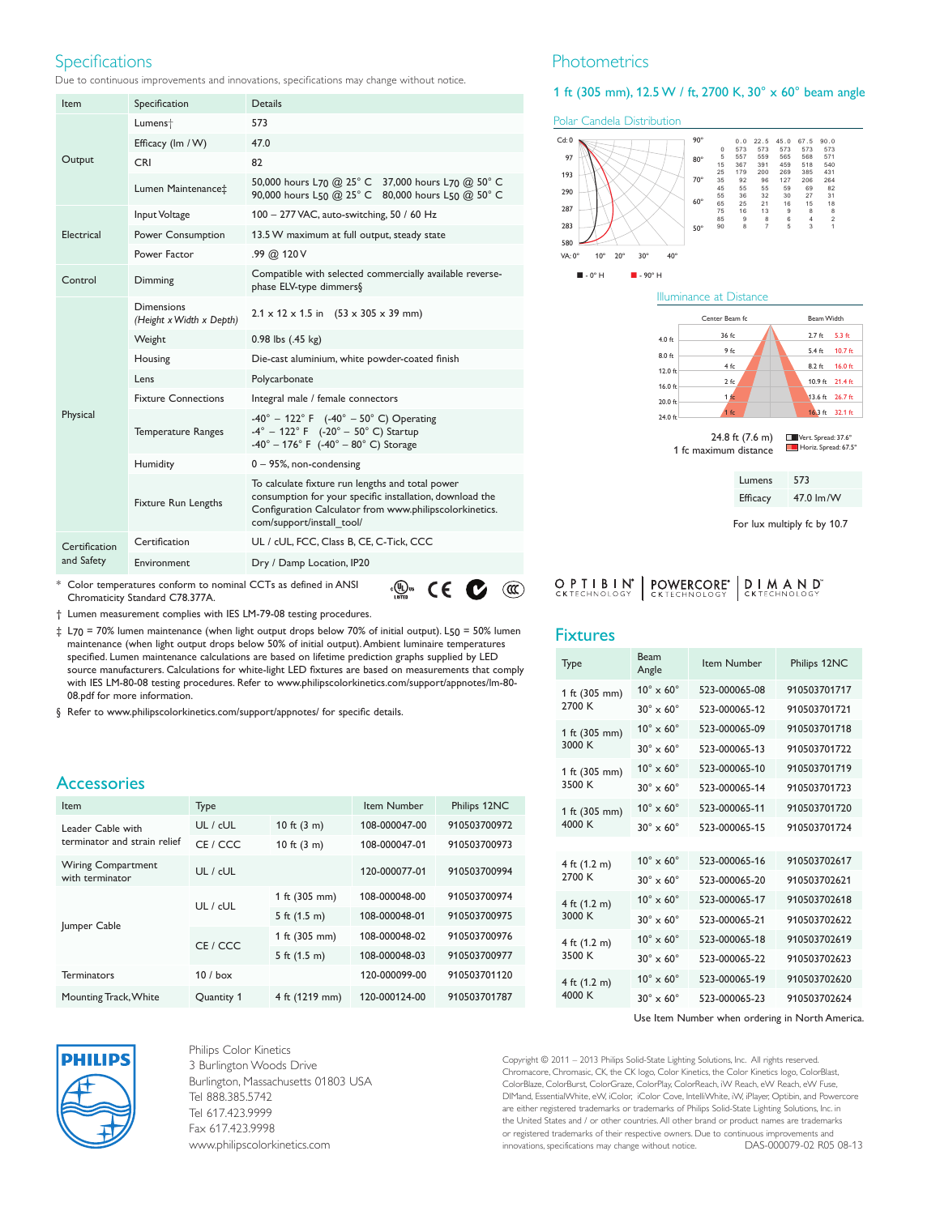## Specifications

Due to continuous improvements and innovations, specifications may change without notice.

| Item | Specification | Details |
|---|---|---|
| Output | Lumens† | 573 |
| | Efficacy (lm / W) | 47.0 |
| | CRI | 82 |
| | Lumen Maintenance‡ | 50,000 hours $L_{70}$ @ 25° C   37,000 hours $L_{70}$ @ 50° C<br>90,000 hours $L_{50}$ @ 25° C   80,000 hours $L_{50}$ @ 50° C |
| Electrical | Input Voltage | 100 – 277 VAC, auto-switching, 50 / 60 Hz |
| | Power Consumption | 13.5 W maximum at full output, steady state |
| | Power Factor | .99 @ 120 V |
| Control | Dimming | Compatible with selected commercially available reverse-phase ELV-type dimmers§ |
| Physical | Dimensions (Height x Width x Depth) | 2.1 x 12 x 1.5 in   (53 x 305 x 39 mm) |
| | Weight | 0.98 lbs (.45 kg) |
| | Housing | Die-cast aluminium, white powder-coated finish |
| | Lens | Polycarbonate |
| | Fixture Connections | Integral male / female connectors |
| | Temperature Ranges | -40° – 122° F   (-40° – 50° C) Operating<br>-4° – 122° F   (-20° – 50° C) Startup<br>-40° – 176° F   (-40° – 80° C) Storage |
| | Humidity | 0 – 95%, non-condensing |
| | Fixture Run Lengths | To calculate fixture run lengths and total power consumption for your specific installation, download the Configuration Calculator from www.philipscolorkinetics.com/support/install_tool/ |
| Certification and Safety | Certification | UL / cUL, FCC, Class B, CE, C-Tick, CCC |
| | Environment | Dry / Damp Location, IP20 |

\* Color temperatures conform to nominal CCTs as defined in ANSI Chromaticity Standard C78.377A.

† Lumen measurement complies with IES LM-79-08 testing procedures.

‡ $L_{70}$ = 70% lumen maintenance (when light output drops below 70% of initial output). $L_{50}$ = 50% lumen maintenance (when light output drops below 50% of initial output). Ambient luminaire temperatures specified. Lumen maintenance calculations are based on lifetime prediction graphs supplied by LED source manufacturers. Calculations for white-light LED fixtures are based on measurements that comply with IES LM-80-08 testing procedures. Refer to www.philipscolorkinetics.com/support/appnotes/lm-80-08.pdf for more information.

§ Refer to www.philipscolorkinetics.com/support/appnotes/ for specific details.

## Photometrics

### 1 ft (305 mm), 12.5 W / ft, 2700 K, 30° x 60° beam angle

Polar Candela Distribution

Cd: 0
97
193
290
287
283
580
VA: 0°  10°  20°  30°  40°
90°  80°  70°  60°  50°

0.0  22.5  45.0  67.5  90.0
0  573  573  573  573  573
5  557  559  565  568  571
15  367  391  459  518  540
25  179  200  269  385  431
35  92  96  127  206  264
45  55  55  59  69  82
55  36  32  30  27  31
65  25  21  16  15  18
75  16  13  9  8  8
85  9  8  6  4  2
90  8  7  5  3  1

■ - 0° H   ■ - 90° H

Illuminance at Distance

Center Beam fc   Beam Width
4.0 ft  36 fc  2.7 ft  5.3 ft
8.0 ft  9 fc  5.4 ft  10.7 ft
12.0 ft  4 fc  8.2 ft  16.0 ft
16.0 ft  2 fc  10.9 ft  21.4 ft
20.0 ft  1 fc  13.6 ft  26.7 ft
24.0 ft  1 fc  16.3 ft  32.1 ft

24.8 ft (7.6 m)
1 fc maximum distance

Vert. Spread: 37.6°
Horiz. Spread: 67.5°

| | |
|---|---|
| Lumens | 573 |
| Efficacy | 47.0 lm/W |

For lux multiply fc by 10.7

## Accessories

| Item | Type | | Item Number | Philips 12NC |
|---|---|---|---|---|
| Leader Cable with terminator and strain relief | UL / cUL | 10 ft (3 m) | 108-000047-00 | 910503700972 |
| | CE / CCC | 10 ft (3 m) | 108-000047-01 | 910503700973 |
| Wiring Compartment with terminator | UL / cUL | | 120-000077-01 | 910503700994 |
| Jumper Cable | UL / cUL | 1 ft (305 mm) | 108-000048-00 | 910503700974 |
| | | 5 ft (1.5 m) | 108-000048-01 | 910503700975 |
| | CE / CCC | 1 ft (305 mm) | 108-000048-02 | 910503700976 |
| | | 5 ft (1.5 m) | 108-000048-03 | 910503700977 |
| Terminators | 10 / box | | 120-000099-00 | 910503701120 |
| Mounting Track, White | Quantity 1 | 4 ft (1219 mm) | 120-000124-00 | 910503701787 |

## Fixtures

| Type | Beam Angle | Item Number | Philips 12NC |
|---|---|---|---|
| 1 ft (305 mm) 2700 K | 10° x 60° | 523-000065-08 | 910503701717 |
| | 30° x 60° | 523-000065-12 | 910503701721 |
| 1 ft (305 mm) 3000 K | 10° x 60° | 523-000065-09 | 910503701718 |
| | 30° x 60° | 523-000065-13 | 910503701722 |
| 1 ft (305 mm) 3500 K | 10° x 60° | 523-000065-10 | 910503701719 |
| | 30° x 60° | 523-000065-14 | 910503701723 |
| 1 ft (305 mm) 4000 K | 10° x 60° | 523-000065-11 | 910503701720 |
| | 30° x 60° | 523-000065-15 | 910503701724 |
| 4 ft (1.2 m) 2700 K | 10° x 60° | 523-000065-16 | 910503702617 |
| | 30° x 60° | 523-000065-20 | 910503702621 |
| 4 ft (1.2 m) 3000 K | 10° x 60° | 523-000065-17 | 910503702618 |
| | 30° x 60° | 523-000065-21 | 910503702622 |
| 4 ft (1.2 m) 3500 K | 10° x 60° | 523-000065-18 | 910503702619 |
| | 30° x 60° | 523-000065-22 | 910503702623 |
| 4 ft (1.2 m) 4000 K | 10° x 60° | 523-000065-19 | 910503702620 |
| | 30° x 60° | 523-000065-23 | 910503702624 |

Use Item Number when ordering in North America.

Philips Color Kinetics
3 Burlington Woods Drive
Burlington, Massachusetts 01803 USA
Tel 888.385.5742
Tel 617.423.9999
Fax 617.423.9998
www.philipscolorkinetics.com

Copyright © 2011 – 2013 Philips Solid-State Lighting Solutions, Inc. All rights reserved. Chromacore, Chromasic, CK, the CK logo, Color Kinetics, the Color Kinetics logo, ColorBlast, ColorBlaze, ColorBurst, ColorGraze, ColorPlay, ColorReach, iW Reach, eW Reach, eW Fuse, DIMand, EssentialWhite, eW, iColor, iColor Cove, IntelliWhite, iW, iPlayer, Optibin, and Powercore are either registered trademarks or trademarks of Philips Solid-State Lighting Solutions, Inc. in the United States and / or other countries. All other brand or product names are trademarks or registered trademarks of their respective owners. Due to continuous improvements and innovations, specifications may change without notice.

DAS-000079-02 R05 08-13